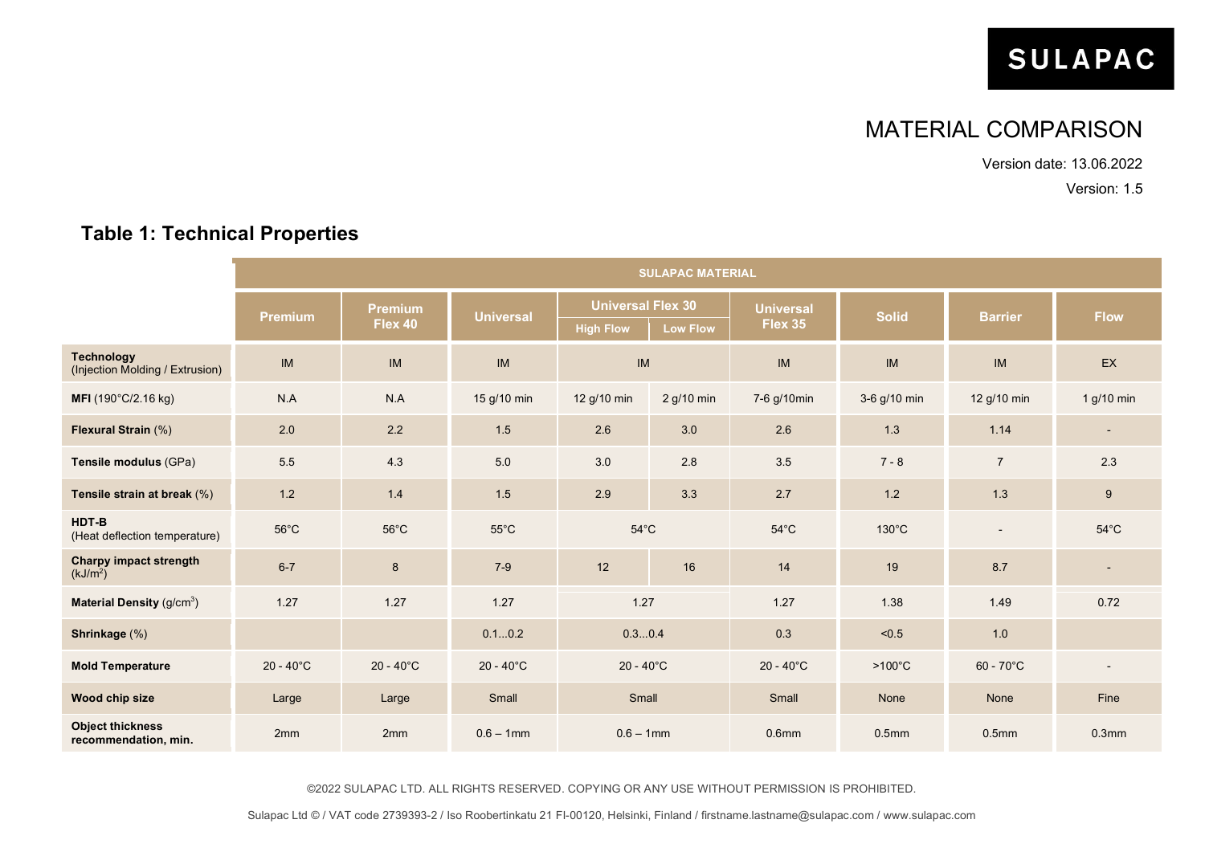SULAPAC

# MATERIAL COMPARISON

Version date: 13.06.2022

Version: 1.5

## Table 1: Technical Properties

| | SULAPAC MATERIAL | | | | | | | | |
|---|---|---|---|---|---|---|---|---|---|
| | Premium | Premium Flex 40 | Universal | Universal Flex 30 | | Universal Flex 35 | Solid | Barrier | Flow |
| | | | | High Flow | Low Flow | | | | |
| **Technology** (Injection Molding / Extrusion) | IM | IM | IM | IM | | IM | IM | IM | EX |
| **MFI** (190°C/2.16 kg) | N.A | N.A | 15 g/10 min | 12 g/10 min | 2 g/10 min | 7-6 g/10min | 3-6 g/10 min | 12 g/10 min | 1 g/10 min |
| **Flexural Strain** (%) | 2.0 | 2.2 | 1.5 | 2.6 | 3.0 | 2.6 | 1.3 | 1.14 | - |
| **Tensile modulus** (GPa) | 5.5 | 4.3 | 5.0 | 3.0 | 2.8 | 3.5 | 7 - 8 | 7 | 2.3 |
| **Tensile strain at break** (%) | 1.2 | 1.4 | 1.5 | 2.9 | 3.3 | 2.7 | 1.2 | 1.3 | 9 |
| **HDT-B** (Heat deflection temperature) | 56°C | 56°C | 55°C | 54°C | | 54°C | 130°C | - | 54°C |
| **Charpy impact strength** ($kJ/m^2$) | 6-7 | 8 | 7-9 | 12 | 16 | 14 | 19 | 8.7 | - |
| **Material Density** ($g/cm^3$) | 1.27 | 1.27 | 1.27 | 1.27 | | 1.27 | 1.38 | 1.49 | 0.72 |
| **Shrinkage** (%) | | | 0.1...0.2 | 0.3...0.4 | | 0.3 | <0.5 | 1.0 | |
| **Mold Temperature** | 20 - 40°C | 20 - 40°C | 20 - 40°C | 20 - 40°C | | 20 - 40°C | >100°C | 60 - 70°C | - |
| **Wood chip size** | Large | Large | Small | Small | | Small | None | None | Fine |
| **Object thickness recommendation, min.** | 2mm | 2mm | 0.6 – 1mm | 0.6 – 1mm | | 0.6mm | 0.5mm | 0.5mm | 0.3mm |

©2022 SULAPAC LTD. ALL RIGHTS RESERVED. COPYING OR ANY USE WITHOUT PERMISSION IS PROHIBITED.

Sulapac Ltd © / VAT code 2739393-2 / Iso Roobertinkatu 21 FI-00120, Helsinki, Finland / firstname.lastname@sulapac.com / www.sulapac.com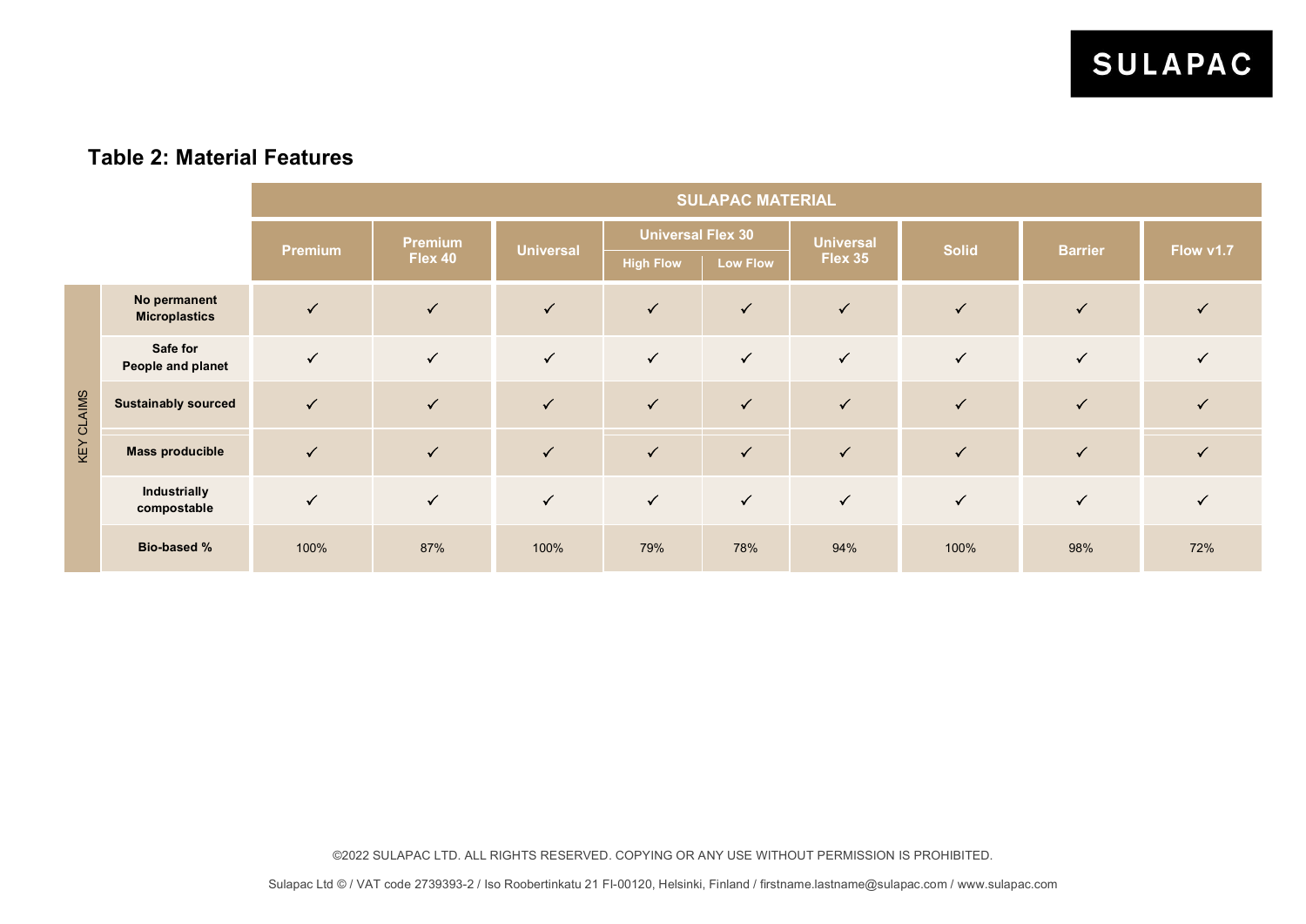## Table 2: Material Features

| | | SULAPAC MATERIAL | | | | | | | | | |
|---|---|---|---|---|---|---|---|---|---|---|---|
| | | Premium | Premium Flex 40 | Universal | Universal Flex 30 | | Universal Flex 35 | Solid | Barrier | Flow v1.7 |
| | | | | | High Flow | Low Flow | | | | |
| KEY CLAIMS | No permanent Microplastics | ✓ | ✓ | ✓ | ✓ | ✓ | ✓ | ✓ | ✓ | ✓ |
| | Safe for People and planet | ✓ | ✓ | ✓ | ✓ | ✓ | ✓ | ✓ | ✓ | ✓ |
| | Sustainably sourced | ✓ | ✓ | ✓ | ✓ | ✓ | ✓ | ✓ | ✓ | ✓ |
| | Mass producible | ✓ | ✓ | ✓ | ✓ | ✓ | ✓ | ✓ | ✓ | ✓ |
| | Industrially compostable | ✓ | ✓ | ✓ | ✓ | ✓ | ✓ | ✓ | ✓ | ✓ |
| | Bio-based % | 100% | 87% | 100% | 79% | 78% | 94% | 100% | 98% | 72% |

©2022 SULAPAC LTD. ALL RIGHTS RESERVED. COPYING OR ANY USE WITHOUT PERMISSION IS PROHIBITED.

Sulapac Ltd © / VAT code 2739393-2 / Iso Roobertinkatu 21 FI-00120, Helsinki, Finland / firstname.lastname@sulapac.com / www.sulapac.com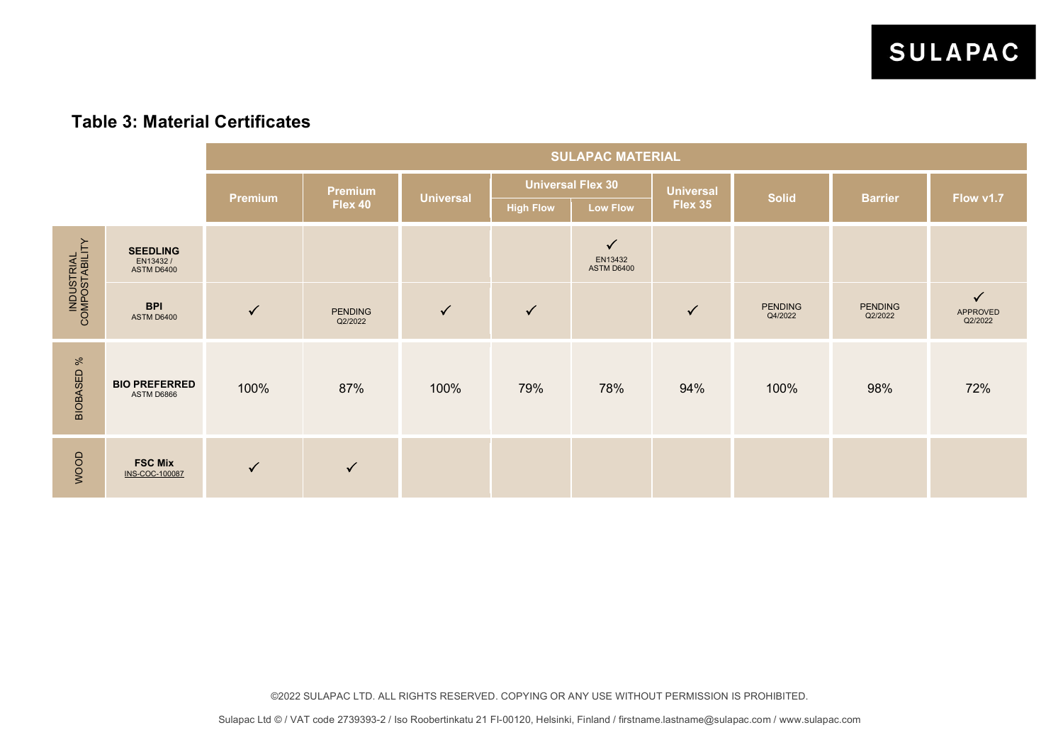## Table 3: Material Certificates

| | | SULAPAC MATERIAL | | | | | | | | | |
|---|---|---|---|---|---|---|---|---|---|---|---|
| | | Premium | Premium Flex 40 | Universal | Universal Flex 30 | | Universal Flex 35 | Solid | Barrier | Flow v1.7 |
| | | | | | High Flow | Low Flow | | | | |
| INDUSTRIAL COMPOSTABILITY | **SEEDLING** EN13432 / ASTM D6400 | | | | | ✓ EN13432 ASTM D6400 | | | | |
| | **BPI** ASTM D6400 | ✓ | PENDING Q2/2022 | ✓ | ✓ | | ✓ | PENDING Q4/2022 | PENDING Q2/2022 | ✓ APPROVED Q2/2022 |
| BIOBASED % | **BIO PREFERRED** ASTM D6866 | 100% | 87% | 100% | 79% | 78% | 94% | 100% | 98% | 72% |
| WOOD | **FSC Mix** INS-COC-100087 | ✓ | ✓ | | | | | | | |

©2022 SULAPAC LTD. ALL RIGHTS RESERVED. COPYING OR ANY USE WITHOUT PERMISSION IS PROHIBITED.

Sulapac Ltd © / VAT code 2739393-2 / Iso Roobertinkatu 21 FI-00120, Helsinki, Finland / firstname.lastname@sulapac.com / www.sulapac.com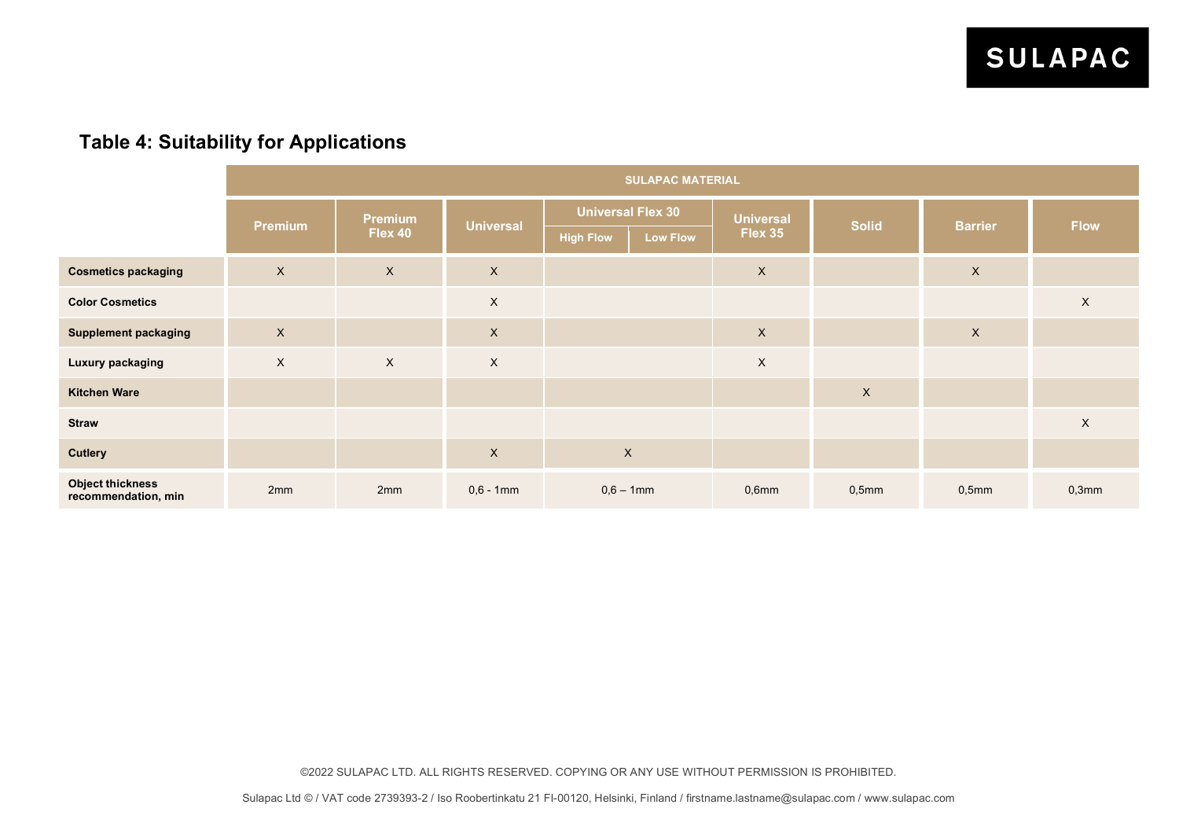## Table 4: Suitability for Applications

| | SULAPAC MATERIAL | | | | | | | | |
|---|---|---|---|---|---|---|---|---|---|
| | Premium | Premium Flex 40 | Universal | Universal Flex 30 | | Universal Flex 35 | Solid | Barrier | Flow |
| | | | | High Flow | Low Flow | | | | |
| **Cosmetics packaging** | X | X | X | | | X | | X | |
| **Color Cosmetics** | | | X | | | | | | X |
| **Supplement packaging** | X | | X | | | X | | X | |
| **Luxury packaging** | X | X | X | | | X | | | |
| **Kitchen Ware** | | | | | | | X | | |
| **Straw** | | | | | | | | | X |
| **Cutlery** | | | X | X | | | | | |
| **Object thickness recommendation, min** | 2mm | 2mm | 0,6 - 1mm | 0,6 – 1mm | | 0,6mm | 0,5mm | 0,5mm | 0,3mm |

©2022 SULAPAC LTD. ALL RIGHTS RESERVED. COPYING OR ANY USE WITHOUT PERMISSION IS PROHIBITED.

Sulapac Ltd © / VAT code 2739393-2 / Iso Roobertinkatu 21 FI-00120, Helsinki, Finland / firstname.lastname@sulapac.com / www.sulapac.com